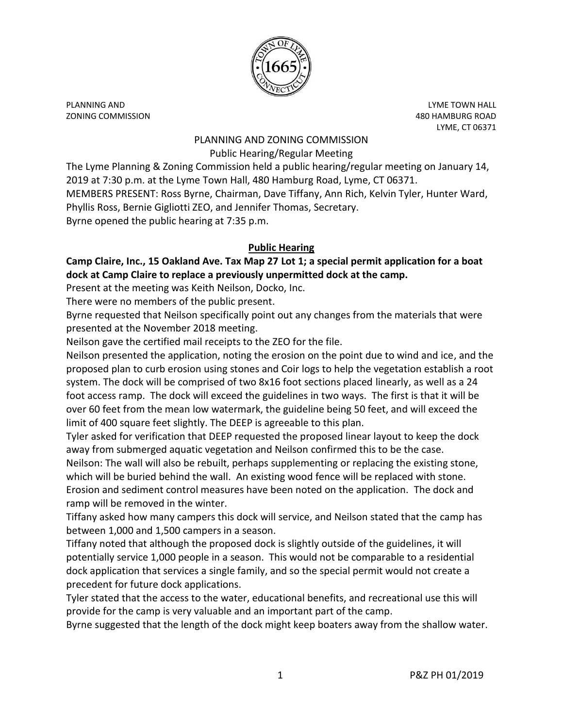PLANNING AND
ZONING COMMISSION

LYME TOWN HALL
480 HAMBURG ROAD
LYME, CT 06371

# PLANNING AND ZONING COMMISSION

Public Hearing/Regular Meeting

The Lyme Planning & Zoning Commission held a public hearing/regular meeting on January 14, 2019 at 7:30 p.m. at the Lyme Town Hall, 480 Hamburg Road, Lyme, CT 06371.
MEMBERS PRESENT: Ross Byrne, Chairman, Dave Tiffany, Ann Rich, Kelvin Tyler, Hunter Ward, Phyllis Ross, Bernie Gigliotti ZEO, and Jennifer Thomas, Secretary.
Byrne opened the public hearing at 7:35 p.m.

## Public Hearing

**Camp Claire, Inc., 15 Oakland Ave. Tax Map 27 Lot 1; a special permit application for a boat dock at Camp Claire to replace a previously unpermitted dock at the camp.**

Present at the meeting was Keith Neilson, Docko, Inc.
There were no members of the public present.
Byrne requested that Neilson specifically point out any changes from the materials that were presented at the November 2018 meeting.
Neilson gave the certified mail receipts to the ZEO for the file.
Neilson presented the application, noting the erosion on the point due to wind and ice, and the proposed plan to curb erosion using stones and Coir logs to help the vegetation establish a root system. The dock will be comprised of two 8x16 foot sections placed linearly, as well as a 24 foot access ramp. The dock will exceed the guidelines in two ways. The first is that it will be over 60 feet from the mean low watermark, the guideline being 50 feet, and will exceed the limit of 400 square feet slightly. The DEEP is agreeable to this plan.
Tyler asked for verification that DEEP requested the proposed linear layout to keep the dock away from submerged aquatic vegetation and Neilson confirmed this to be the case.
Neilson: The wall will also be rebuilt, perhaps supplementing or replacing the existing stone, which will be buried behind the wall. An existing wood fence will be replaced with stone. Erosion and sediment control measures have been noted on the application. The dock and ramp will be removed in the winter.
Tiffany asked how many campers this dock will service, and Neilson stated that the camp has between 1,000 and 1,500 campers in a season.
Tiffany noted that although the proposed dock is slightly outside of the guidelines, it will potentially service 1,000 people in a season. This would not be comparable to a residential dock application that services a single family, and so the special permit would not create a precedent for future dock applications.
Tyler stated that the access to the water, educational benefits, and recreational use this will provide for the camp is very valuable and an important part of the camp.
Byrne suggested that the length of the dock might keep boaters away from the shallow water.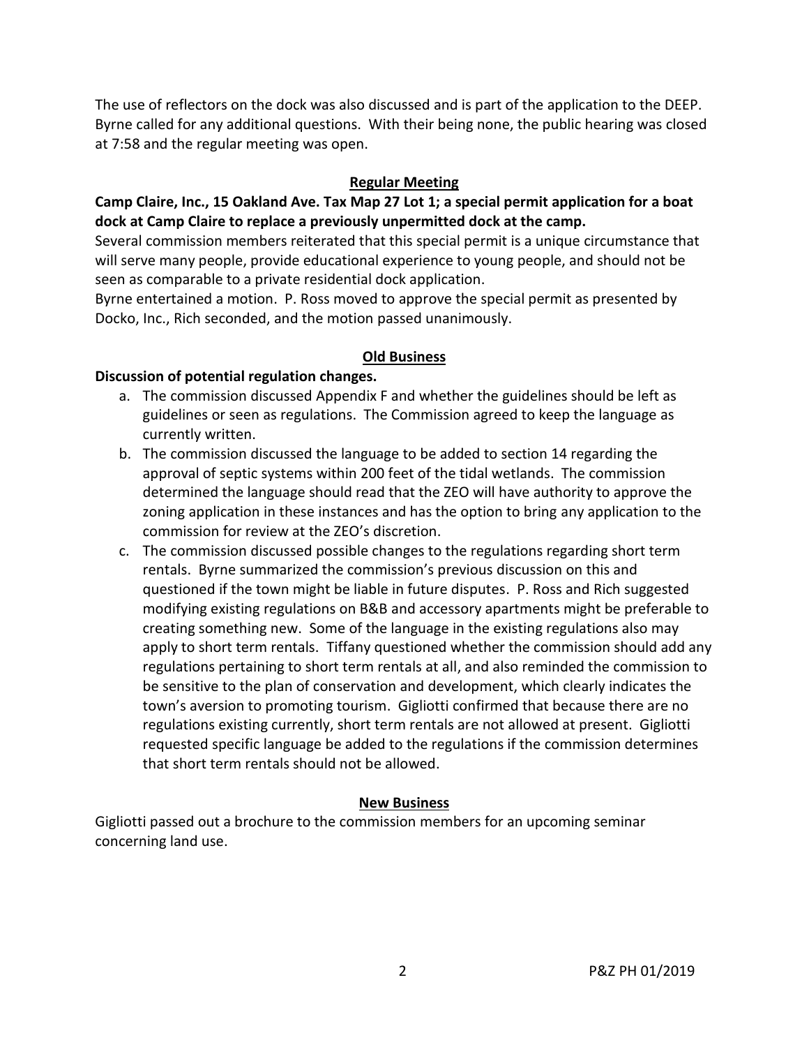The use of reflectors on the dock was also discussed and is part of the application to the DEEP. Byrne called for any additional questions. With their being none, the public hearing was closed at 7:58 and the regular meeting was open.

## Regular Meeting

**Camp Claire, Inc., 15 Oakland Ave. Tax Map 27 Lot 1; a special permit application for a boat dock at Camp Claire to replace a previously unpermitted dock at the camp.**

Several commission members reiterated that this special permit is a unique circumstance that will serve many people, provide educational experience to young people, and should not be seen as comparable to a private residential dock application.

Byrne entertained a motion. P. Ross moved to approve the special permit as presented by Docko, Inc., Rich seconded, and the motion passed unanimously.

## Old Business

**Discussion of potential regulation changes.**

a. The commission discussed Appendix F and whether the guidelines should be left as guidelines or seen as regulations. The Commission agreed to keep the language as currently written.

b. The commission discussed the language to be added to section 14 regarding the approval of septic systems within 200 feet of the tidal wetlands. The commission determined the language should read that the ZEO will have authority to approve the zoning application in these instances and has the option to bring any application to the commission for review at the ZEO's discretion.

c. The commission discussed possible changes to the regulations regarding short term rentals. Byrne summarized the commission's previous discussion on this and questioned if the town might be liable in future disputes. P. Ross and Rich suggested modifying existing regulations on B&B and accessory apartments might be preferable to creating something new. Some of the language in the existing regulations also may apply to short term rentals. Tiffany questioned whether the commission should add any regulations pertaining to short term rentals at all, and also reminded the commission to be sensitive to the plan of conservation and development, which clearly indicates the town's aversion to promoting tourism. Gigliotti confirmed that because there are no regulations existing currently, short term rentals are not allowed at present. Gigliotti requested specific language be added to the regulations if the commission determines that short term rentals should not be allowed.

## New Business

Gigliotti passed out a brochure to the commission members for an upcoming seminar concerning land use.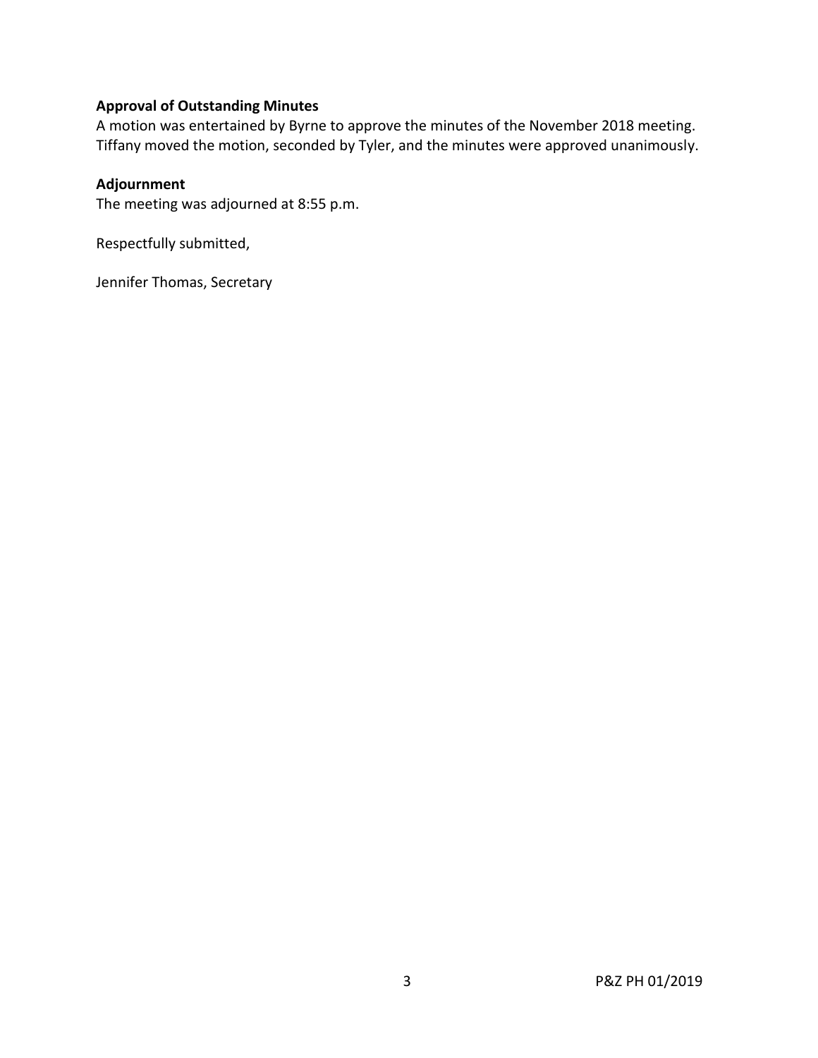**Approval of Outstanding Minutes**

A motion was entertained by Byrne to approve the minutes of the November 2018 meeting. Tiffany moved the motion, seconded by Tyler, and the minutes were approved unanimously.

**Adjournment**

The meeting was adjourned at 8:55 p.m.

Respectfully submitted,

Jennifer Thomas, Secretary